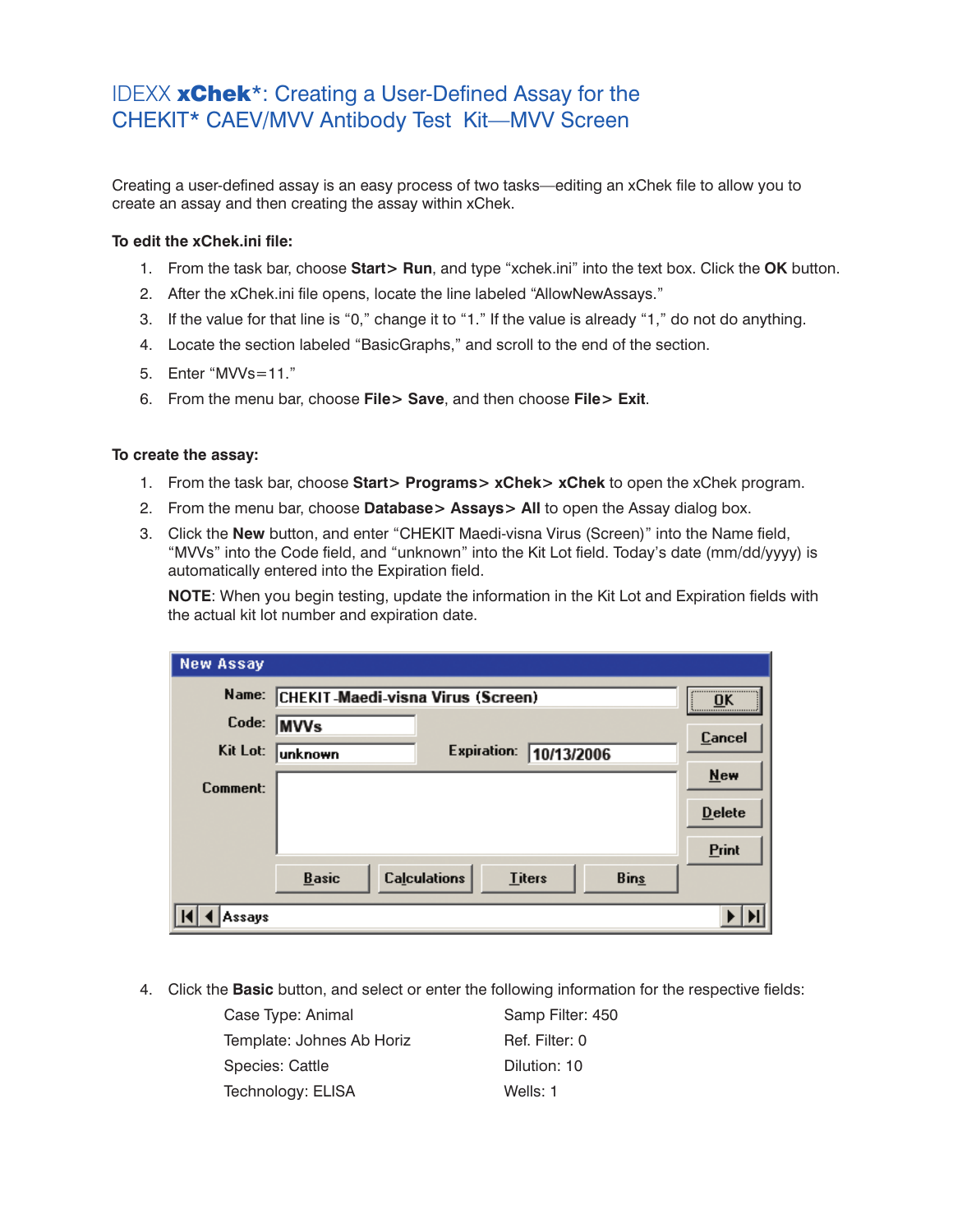# IDEXX **xChek***: Creating a User-Defined Assay for the CHEKIT* CAEV/MVV Antibody Test Kit—MVV Screen

Creating a user-defined assay is an easy process of two tasks—editing an xChek file to allow you to create an assay and then creating the assay within xChek.

**To edit the xChek.ini file:**

1. From the task bar, choose **Start> Run**, and type "xchek.ini" into the text box. Click the **OK** button.
2. After the xChek.ini file opens, locate the line labeled "AllowNewAssays."
3. If the value for that line is "0," change it to "1." If the value is already "1," do not do anything.
4. Locate the section labeled "BasicGraphs," and scroll to the end of the section.
5. Enter "MVVs=11."
6. From the menu bar, choose **File> Save**, and then choose **File> Exit**.

**To create the assay:**

1. From the task bar, choose **Start> Programs> xChek> xChek** to open the xChek program.
2. From the menu bar, choose **Database> Assays> All** to open the Assay dialog box.
3. Click the **New** button, and enter "CHEKIT Maedi-visna Virus (Screen)" into the Name field, "MVVs" into the Code field, and "unknown" into the Kit Lot field. Today's date (mm/dd/yyyy) is automatically entered into the Expiration field.

   **NOTE**: When you begin testing, update the information in the Kit Lot and Expiration fields with the actual kit lot number and expiration date.

   **New Assay**

   Name: CHEKIT Maedi-visna Virus (Screen)
   Code: MVVs
   Kit Lot: unknown    Expiration: 10/13/2006
   Comment:

   OK | Cancel | New | Delete | Print
   Basic | Calculations | Titers | Bins
   Assays

4. Click the **Basic** button, and select or enter the following information for the respective fields:

   | | |
   |---|---|
   | Case Type: Animal | Samp Filter: 450 |
   | Template: Johnes Ab Horiz | Ref. Filter: 0 |
   | Species: Cattle | Dilution: 10 |
   | Technology: ELISA | Wells: 1 |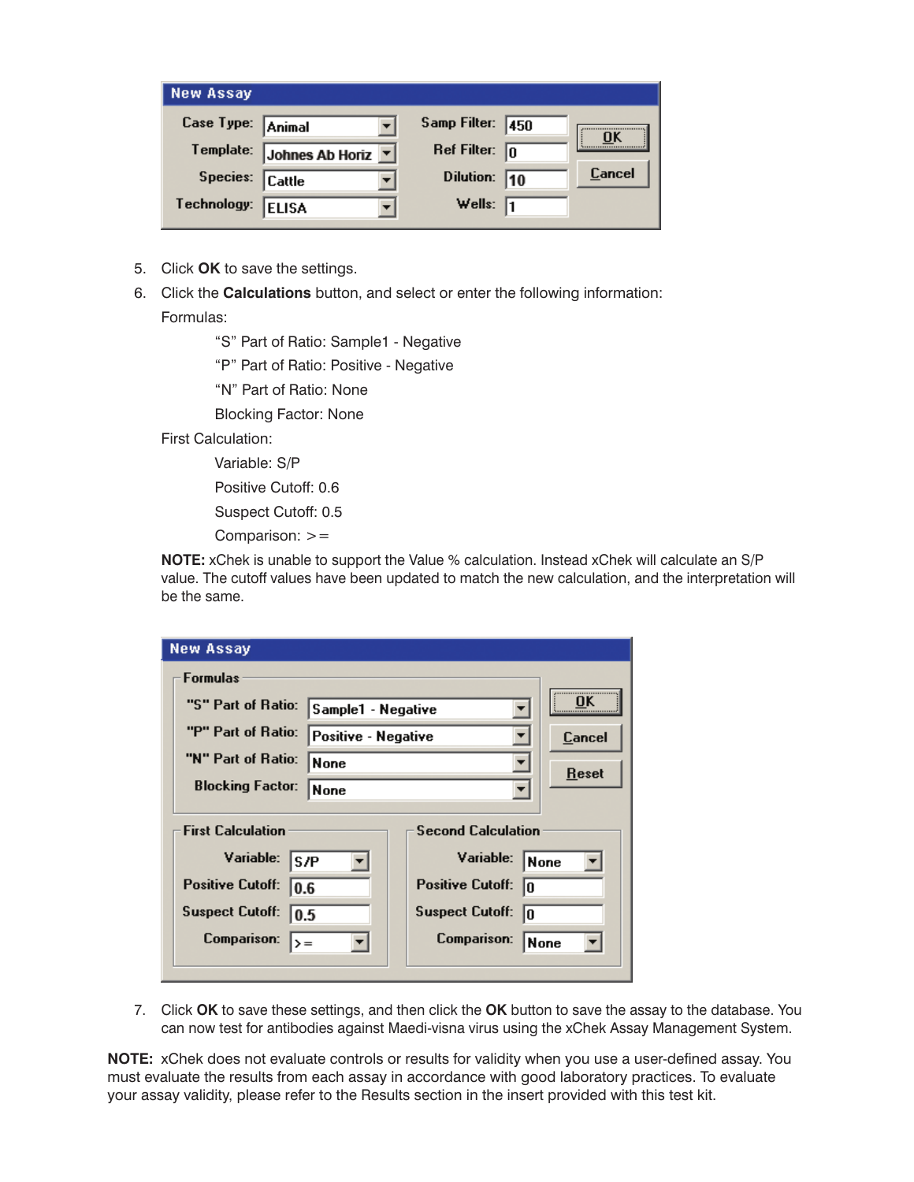**New Assay**

| Case Type: | Animal | Samp Filter: | 450 |
|---|---|---|---|
| Template: | Johnes Ab Horiz | Ref Filter: | 0 |
| Species: | Cattle | Dilution: | 10 |
| Technology: | ELISA | Wells: | 1 |

OK | Cancel

5. Click **OK** to save the settings.
6. Click the **Calculations** button, and select or enter the following information:

   Formulas:

   > "S" Part of Ratio: Sample1 - Negative
   >
   > "P" Part of Ratio: Positive - Negative
   >
   > "N" Part of Ratio: None
   >
   > Blocking Factor: None

   First Calculation:

   > Variable: S/P
   >
   > Positive Cutoff: 0.6
   >
   > Suspect Cutoff: 0.5
   >
   > Comparison: >=

   **NOTE:** xChek is unable to support the Value % calculation. Instead xChek will calculate an S/P value. The cutoff values have been updated to match the new calculation, and the interpretation will be the same.

**New Assay**

Formulas

| | |
|---|---|
| "S" Part of Ratio: | Sample1 - Negative |
| "P" Part of Ratio: | Positive - Negative |
| "N" Part of Ratio: | None |
| Blocking Factor: | None |

OK | Cancel | Reset

| First Calculation | | Second Calculation | |
|---|---|---|---|
| Variable: | S/P | Variable: | None |
| Positive Cutoff: | 0.6 | Positive Cutoff: | 0 |
| Suspect Cutoff: | 0.5 | Suspect Cutoff: | 0 |
| Comparison: | >= | Comparison: | None |

7. Click **OK** to save these settings, and then click the **OK** button to save the assay to the database. You can now test for antibodies against Maedi-visna virus using the xChek Assay Management System.

**NOTE:** xChek does not evaluate controls or results for validity when you use a user-defined assay. You must evaluate the results from each assay in accordance with good laboratory practices. To evaluate your assay validity, please refer to the Results section in the insert provided with this test kit.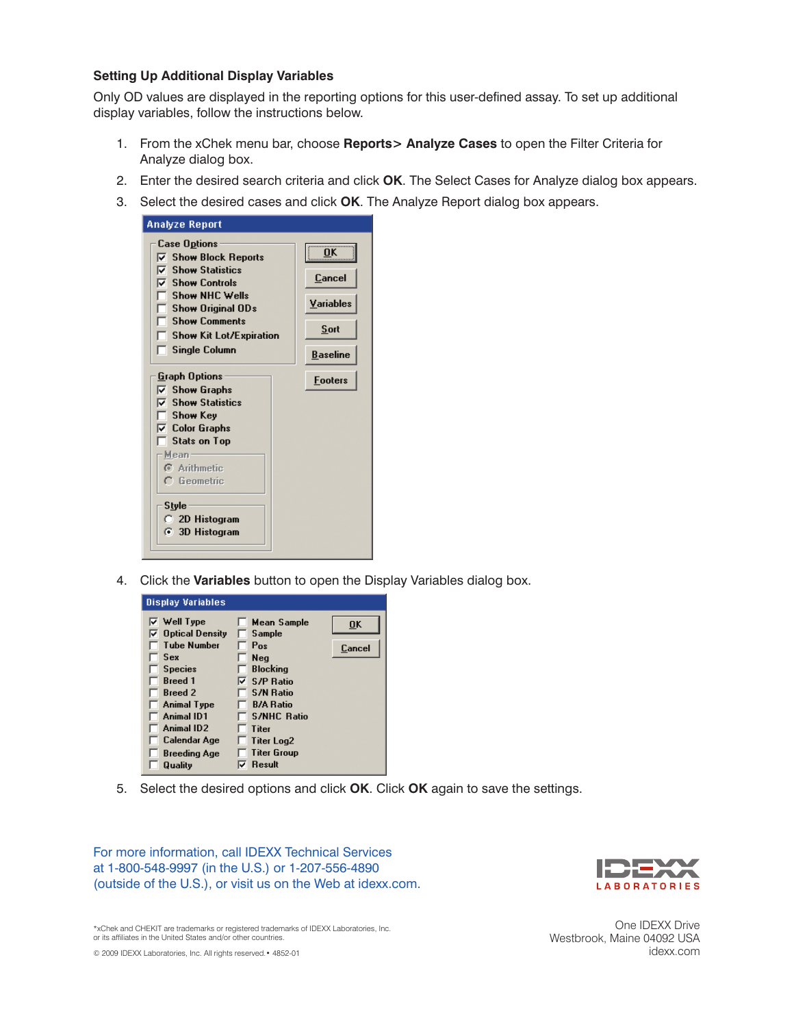### Setting Up Additional Display Variables

Only OD values are displayed in the reporting options for this user-defined assay. To set up additional display variables, follow the instructions below.

1. From the xChek menu bar, choose **Reports> Analyze Cases** to open the Filter Criteria for Analyze dialog box.
2. Enter the desired search criteria and click **OK**. The Select Cases for Analyze dialog box appears.
3. Select the desired cases and click **OK**. The Analyze Report dialog box appears.

Analyze Report

Case Options
- [x] Show Block Reports
- [x] Show Statistics
- [x] Show Controls
- [ ] Show NHC Wells
- [ ] Show Original ODs
- [ ] Show Comments
- [ ] Show Kit Lot/Expiration
- [ ] Single Column

Graph Options
- [x] Show Graphs
- [x] Show Statistics
- [ ] Show Key
- [x] Color Graphs
- [ ] Stats on Top

Mean
- (•) Arithmetic
- ( ) Geometric

Style
- ( ) 2D Histogram
- (•) 3D Histogram

OK | Cancel | Variables | Sort | Baseline | Footers

4. Click the **Variables** button to open the Display Variables dialog box.

Display Variables

- [x] Well Type
- [x] Optical Density
- [ ] Tube Number
- [ ] Sex
- [ ] Species
- [ ] Breed 1
- [ ] Breed 2
- [ ] Animal Type
- [ ] Animal ID1
- [ ] Animal ID2
- [ ] Calendar Age
- [ ] Breeding Age
- [ ] Quality
- [ ] Mean Sample
- [ ] Sample
- [ ] Pos
- [ ] Neg
- [ ] Blocking
- [x] S/P Ratio
- [ ] S/N Ratio
- [ ] B/A Ratio
- [ ] S/NHC Ratio
- [ ] Titer
- [ ] Titer Log2
- [ ] Titer Group
- [x] Result

OK | Cancel

5. Select the desired options and click **OK**. Click **OK** again to save the settings.

For more information, call IDEXX Technical Services at 1-800-548-9997 (in the U.S.) or 1-207-556-4890 (outside of the U.S.), or visit us on the Web at idexx.com.

IDEXX LABORATORIES

*xChek and CHEKIT are trademarks or registered trademarks of IDEXX Laboratories, Inc. or its affiliates in the United States and/or other countries.

© 2009 IDEXX Laboratories, Inc. All rights reserved. • 4852-01

One IDEXX Drive
Westbrook, Maine 04092 USA
idexx.com